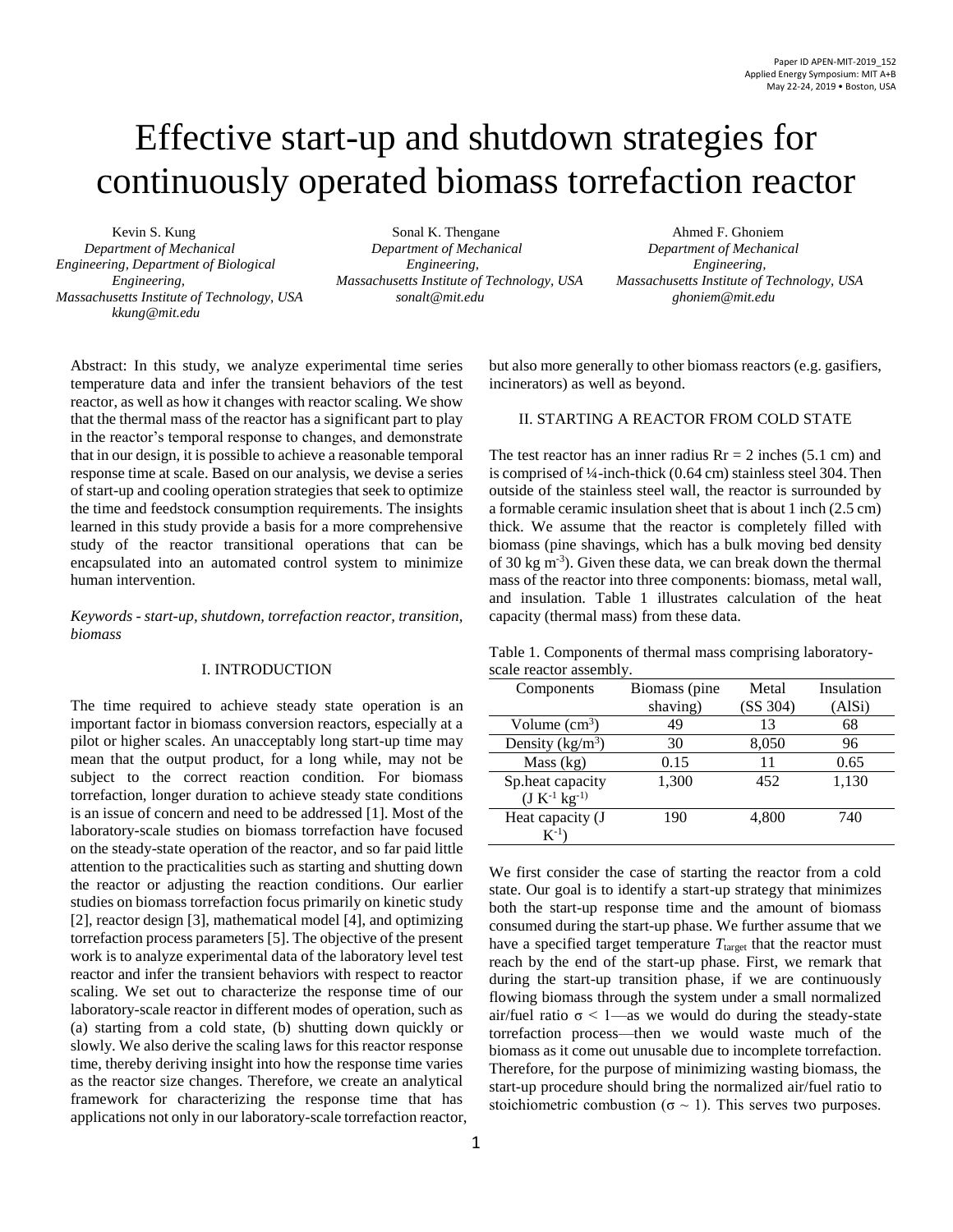# Effective start-up and shutdown strategies for continuously operated biomass torrefaction reactor

Kevin S. Kung
*Department of Mechanical Engineering, Department of Biological Engineering, Massachusetts Institute of Technology, USA*
*kkung@mit.edu*

Sonal K. Thengane
*Department of Mechanical Engineering, Massachusetts Institute of Technology, USA*
*sonalt@mit.edu*

Ahmed F. Ghoniem
*Department of Mechanical Engineering, Massachusetts Institute of Technology, USA*
*ghoniem@mit.edu*

Abstract: In this study, we analyze experimental time series temperature data and infer the transient behaviors of the test reactor, as well as how it changes with reactor scaling. We show that the thermal mass of the reactor has a significant part to play in the reactor's temporal response to changes, and demonstrate that in our design, it is possible to achieve a reasonable temporal response time at scale. Based on our analysis, we devise a series of start-up and cooling operation strategies that seek to optimize the time and feedstock consumption requirements. The insights learned in this study provide a basis for a more comprehensive study of the reactor transitional operations that can be encapsulated into an automated control system to minimize human intervention.

*Keywords - start-up, shutdown, torrefaction reactor, transition, biomass*

## I. INTRODUCTION

The time required to achieve steady state operation is an important factor in biomass conversion reactors, especially at a pilot or higher scales. An unacceptably long start-up time may mean that the output product, for a long while, may not be subject to the correct reaction condition. For biomass torrefaction, longer duration to achieve steady state conditions is an issue of concern and need to be addressed [1]. Most of the laboratory-scale studies on biomass torrefaction have focused on the steady-state operation of the reactor, and so far paid little attention to the practicalities such as starting and shutting down the reactor or adjusting the reaction conditions. Our earlier studies on biomass torrefaction focus primarily on kinetic study [2], reactor design [3], mathematical model [4], and optimizing torrefaction process parameters [5]. The objective of the present work is to analyze experimental data of the laboratory level test reactor and infer the transient behaviors with respect to reactor scaling. We set out to characterize the response time of our laboratory-scale reactor in different modes of operation, such as (a) starting from a cold state, (b) shutting down quickly or slowly. We also derive the scaling laws for this reactor response time, thereby deriving insight into how the response time varies as the reactor size changes. Therefore, we create an analytical framework for characterizing the response time that has applications not only in our laboratory-scale torrefaction reactor, but also more generally to other biomass reactors (e.g. gasifiers, incinerators) as well as beyond.

## II. STARTING A REACTOR FROM COLD STATE

The test reactor has an inner radius Rr = 2 inches (5.1 cm) and is comprised of ¼-inch-thick (0.64 cm) stainless steel 304. Then outside of the stainless steel wall, the reactor is surrounded by a formable ceramic insulation sheet that is about 1 inch (2.5 cm) thick. We assume that the reactor is completely filled with biomass (pine shavings, which has a bulk moving bed density of 30 kg m$^{-3}$). Given these data, we can break down the thermal mass of the reactor into three components: biomass, metal wall, and insulation. Table 1 illustrates calculation of the heat capacity (thermal mass) from these data.

Table 1. Components of thermal mass comprising laboratory-scale reactor assembly.

| Components | Biomass (pine shaving) | Metal (SS 304) | Insulation (AlSi) |
|---|---|---|---|
| Volume (cm$^3$) | 49 | 13 | 68 |
| Density (kg/m$^3$) | 30 | 8,050 | 96 |
| Mass (kg) | 0.15 | 11 | 0.65 |
| Sp.heat capacity (J K$^{-1}$ kg$^{-1}$) | 1,300 | 452 | 1,130 |
| Heat capacity (J K$^{-1}$) | 190 | 4,800 | 740 |

We first consider the case of starting the reactor from a cold state. Our goal is to identify a start-up strategy that minimizes both the start-up response time and the amount of biomass consumed during the start-up phase. We further assume that we have a specified target temperature $T_{\text{target}}$ that the reactor must reach by the end of the start-up phase. First, we remark that during the start-up transition phase, if we are continuously flowing biomass through the system under a small normalized air/fuel ratio $\sigma < 1$—as we would do during the steady-state torrefaction process—then we would waste much of the biomass as it come out unusable due to incomplete torrefaction. Therefore, for the purpose of minimizing wasting biomass, the start-up procedure should bring the normalized air/fuel ratio to stoichiometric combustion ($\sigma \sim 1$). This serves two purposes.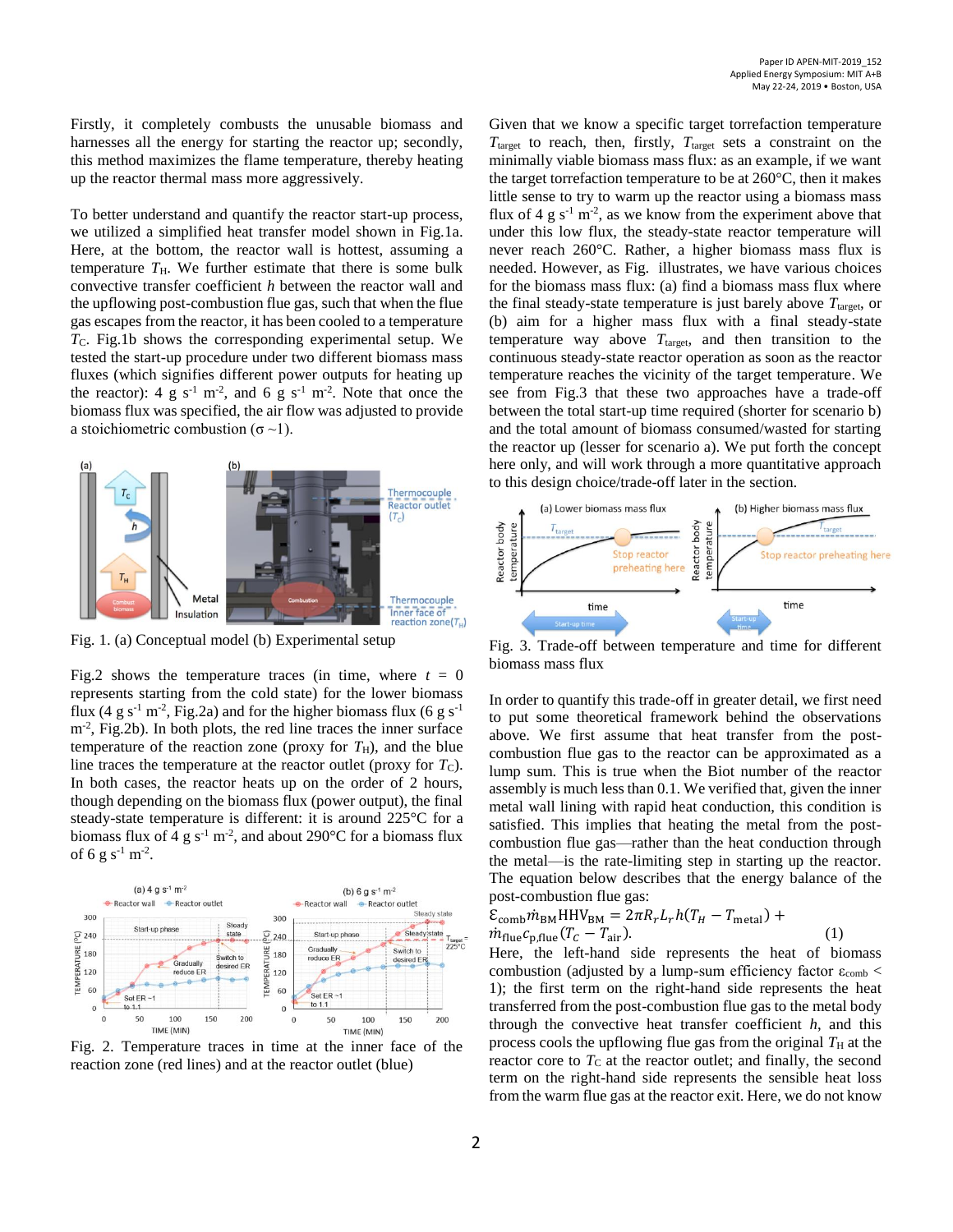Firstly, it completely combusts the unusable biomass and harnesses all the energy for starting the reactor up; secondly, this method maximizes the flame temperature, thereby heating up the reactor thermal mass more aggressively.

To better understand and quantify the reactor start-up process, we utilized a simplified heat transfer model shown in Fig.1a. Here, at the bottom, the reactor wall is hottest, assuming a temperature $T_H$. We further estimate that there is some bulk convective transfer coefficient $h$ between the reactor wall and the upflowing post-combustion flue gas, such that when the flue gas escapes from the reactor, it has been cooled to a temperature $T_C$. Fig.1b shows the corresponding experimental setup. We tested the start-up procedure under two different biomass mass fluxes (which signifies different power outputs for heating up the reactor): 4 g s$^{-1}$ m$^{-2}$, and 6 g s$^{-1}$ m$^{-2}$. Note that once the biomass flux was specified, the air flow was adjusted to provide a stoichiometric combustion ($\sigma$ ~1).

Fig. 1. (a) Conceptual model (b) Experimental setup

Fig.2 shows the temperature traces (in time, where $t$ = 0 represents starting from the cold state) for the lower biomass flux (4 g s$^{-1}$ m$^{-2}$, Fig.2a) and for the higher biomass flux (6 g s$^{-1}$ m$^{-2}$, Fig.2b). In both plots, the red line traces the inner surface temperature of the reaction zone (proxy for $T_H$), and the blue line traces the temperature at the reactor outlet (proxy for $T_C$). In both cases, the reactor heats up on the order of 2 hours, though depending on the biomass flux (power output), the final steady-state temperature is different: it is around 225°C for a biomass flux of 4 g s$^{-1}$ m$^{-2}$, and about 290°C for a biomass flux of 6 g s$^{-1}$ m$^{-2}$.

Fig. 2. Temperature traces in time at the inner face of the reaction zone (red lines) and at the reactor outlet (blue)

Given that we know a specific target torrefaction temperature $T_{\text{target}}$ to reach, then, firstly, $T_{\text{target}}$ sets a constraint on the minimally viable biomass mass flux: as an example, if we want the target torrefaction temperature to be at 260°C, then it makes little sense to try to warm up the reactor using a biomass mass flux of 4 g s$^{-1}$ m$^{-2}$, as we know from the experiment above that under this low flux, the steady-state reactor temperature will never reach 260°C. Rather, a higher biomass mass flux is needed. However, as Fig. illustrates, we have various choices for the biomass mass flux: (a) find a biomass mass flux where the final steady-state temperature is just barely above $T_{\text{target}}$, or (b) aim for a higher mass flux with a final steady-state temperature way above $T_{\text{target}}$, and then transition to the continuous steady-state reactor operation as soon as the reactor temperature reaches the vicinity of the target temperature. We see from Fig.3 that these two approaches have a trade-off between the total start-up time required (shorter for scenario b) and the total amount of biomass consumed/wasted for starting the reactor up (lesser for scenario a). We put forth the concept here only, and will work through a more quantitative approach to this design choice/trade-off later in the section.

Fig. 3. Trade-off between temperature and time for different biomass mass flux

In order to quantify this trade-off in greater detail, we first need to put some theoretical framework behind the observations above. We first assume that heat transfer from the post-combustion flue gas to the reactor can be approximated as a lump sum. This is true when the Biot number of the reactor assembly is much less than 0.1. We verified that, given the inner metal wall lining with rapid heat conduction, this condition is satisfied. This implies that heating the metal from the post-combustion flue gas—rather than the heat conduction through the metal—is the rate-limiting step in starting up the reactor. The equation below describes that the energy balance of the post-combustion flue gas:

$$\varepsilon_{\text{comb}}\dot{m}_{\text{BM}}\text{HHV}_{\text{BM}} = 2\pi R_r L_r h(T_H - T_{\text{metal}}) + \dot{m}_{\text{flue}}c_{\text{p,flue}}(T_C - T_{\text{air}}). \quad (1)$$

Here, the left-hand side represents the heat of biomass combustion (adjusted by a lump-sum efficiency factor $\varepsilon_{\text{comb}} <$ 1); the first term on the right-hand side represents the heat transferred from the post-combustion flue gas to the metal body through the convective heat transfer coefficient $h$, and this process cools the upflowing flue gas from the original $T_H$ at the reactor core to $T_C$ at the reactor outlet; and finally, the second term on the right-hand side represents the sensible heat loss from the warm flue gas at the reactor exit. Here, we do not know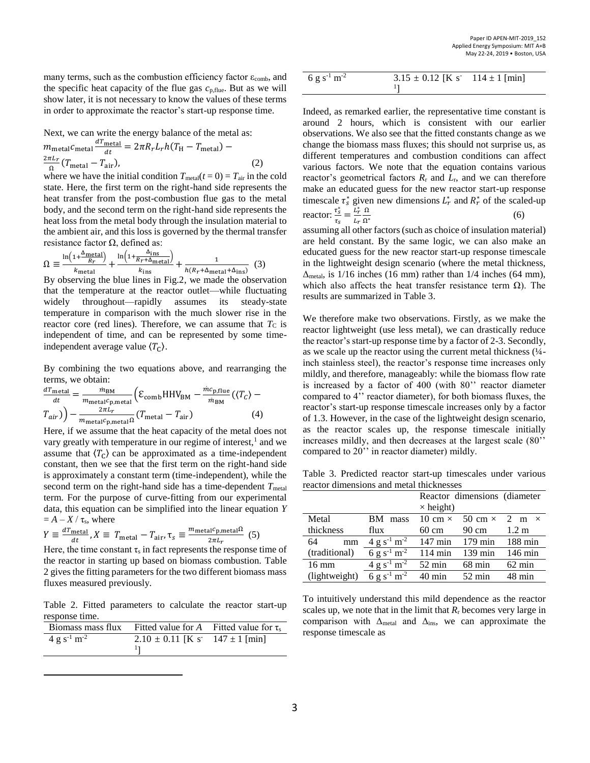many terms, such as the combustion efficiency factor $\varepsilon_{comb}$, and the specific heat capacity of the flue gas $c_{p,flue}$. But as we will show later, it is not necessary to know the values of these terms in order to approximate the reactor's start-up response time.

Next, we can write the energy balance of the metal as:

$$m_{metal}c_{metal}\frac{dT_{metal}}{dt} = 2\pi R_r L_r h(T_H - T_{metal}) - \frac{2\pi L_r}{\Omega}(T_{metal} - T_{air}), \quad (2)$$

where we have the initial condition $T_{metal}(t = 0) = T_{air}$ in the cold state. Here, the first term on the right-hand side represents the heat transfer from the post-combustion flue gas to the metal body, and the second term on the right-hand side represents the heat loss from the metal body through the insulation material to the ambient air, and this loss is governed by the thermal transfer resistance factor $\Omega$, defined as:

$$\Omega \equiv \frac{\ln\left(1+\frac{\Delta_{metal}}{R_r}\right)}{k_{metal}} + \frac{\ln\left(1+\frac{\Delta_{ins}}{R_r+\Delta_{metal}}\right)}{k_{ins}} + \frac{1}{h(R_r+\Delta_{metal}+\Delta_{ins})} \quad (3)$$

By observing the blue lines in Fig.2, we made the observation that the temperature at the reactor outlet—while fluctuating widely throughout—rapidly assumes its steady-state temperature in comparison with the much slower rise in the reactor core (red lines). Therefore, we can assume that $T_C$ is independent of time, and can be represented by some time-independent average value $\langle T_C \rangle$.

By combining the two equations above, and rearranging the terms, we obtain:

$$\frac{dT_{metal}}{dt} = \frac{\dot{m}_{BM}}{m_{metal}c_{p,metal}}\left(\varepsilon_{comb}\text{HHV}_{BM} - \frac{\dot{m}c_{p,flue}}{\dot{m}_{BM}}(\langle T_C \rangle - T_{air})\right) - \frac{2\pi L_r}{m_{metal}c_{p,metal}\Omega}(T_{metal} - T_{air}) \quad (4)$$

Here, if we assume that the heat capacity of the metal does not vary greatly with temperature in our regime of interest,[1] and we assume that $\langle T_C \rangle$ can be approximated as a time-independent constant, then we see that the first term on the right-hand side is approximately a constant term (time-independent), while the second term on the right-hand side has a time-dependent $T_{metal}$ term. For the purpose of curve-fitting from our experimental data, this equation can be simplified into the linear equation $Y = A - X / \tau_s$, where

$$Y \equiv \frac{dT_{metal}}{dt}, X \equiv T_{metal} - T_{air}, \tau_s \equiv \frac{m_{metal}c_{p,metal}\Omega}{2\pi L_r} \quad (5)$$

Here, the time constant $\tau_s$ in fact represents the response time of the reactor in starting up based on biomass combustion. Table 2 gives the fitting parameters for the two different biomass mass fluxes measured previously.

Table 2. Fitted parameters to calculate the reactor start-up response time.

| Biomass mass flux | Fitted value for $A$ | Fitted value for $\tau_s$ |
|---|---|---|
| 4 g s$^{-1}$ m$^{-2}$ | 2.10 ± 0.11 [K s$^{-1}$] | 147 ± 1 [min] |
| 6 g s$^{-1}$ m$^{-2}$ | 3.15 ± 0.12 [K s$^{-1}$] | 114 ± 1 [min] |

Indeed, as remarked earlier, the representative time constant is around 2 hours, which is consistent with our earlier observations. We also see that the fitted constants change as we change the biomass mass fluxes; this should not surprise us, as different temperatures and combustion conditions can affect various factors. We note that the equation contains various reactor's geometrical factors $R_r$ and $L_r$, and we can therefore make an educated guess for the new reactor start-up response timescale $\tau_s^*$ given new dimensions $L_r^*$ and $R_r^*$ of the scaled-up reactor:

$$\frac{\tau_s^*}{\tau_s} = \frac{L_r^*}{L_r}\frac{\Omega}{\Omega^*} \quad (6)$$

assuming all other factors (such as choice of insulation material) are held constant. By the same logic, we can also make an educated guess for the new reactor start-up response timescale in the lightweight design scenario (where the metal thickness, $\Delta_{metal}$, is 1/16 inches (16 mm) rather than 1/4 inches (64 mm), which also affects the heat transfer resistance term $\Omega$). The results are summarized in Table 3.

We therefore make two observations. Firstly, as we make the reactor lightweight (use less metal), we can drastically reduce the reactor's start-up response time by a factor of 2-3. Secondly, as we scale up the reactor using the current metal thickness (¼-inch stainless steel), the reactor's response time increases only mildly, and therefore, manageably: while the biomass flow rate is increased by a factor of 400 (with 80'' reactor diameter compared to 4'' reactor diameter), for both biomass fluxes, the reactor's start-up response timescale increases only by a factor of 1.3. However, in the case of the lightweight design scenario, as the reactor scales up, the response timescale initially increases mildly, and then decreases at the largest scale (80'' compared to 20'' in reactor diameter) mildly.

Table 3. Predicted reactor start-up timescales under various reactor dimensions and metal thicknesses

| Metal thickness | BM mass flux | Reactor dimensions (diameter × height) | | |
|---|---|---|---|---|
| | | 10 cm × 60 cm | 50 cm × 90 cm | 2 m × 1.2 m |
| 64 mm (traditional) | 4 g s$^{-1}$ m$^{-2}$ | 147 min | 179 min | 188 min |
| | 6 g s$^{-1}$ m$^{-2}$ | 114 min | 139 min | 146 min |
| 16 mm (lightweight) | 4 g s$^{-1}$ m$^{-2}$ | 52 min | 68 min | 62 min |
| | 6 g s$^{-1}$ m$^{-2}$ | 40 min | 52 min | 48 min |

To intuitively understand this mild dependence as the reactor scales up, we note that in the limit that $R_r$ becomes very large in comparison with $\Delta_{metal}$ and $\Delta_{ins}$, we can approximate the response timescale as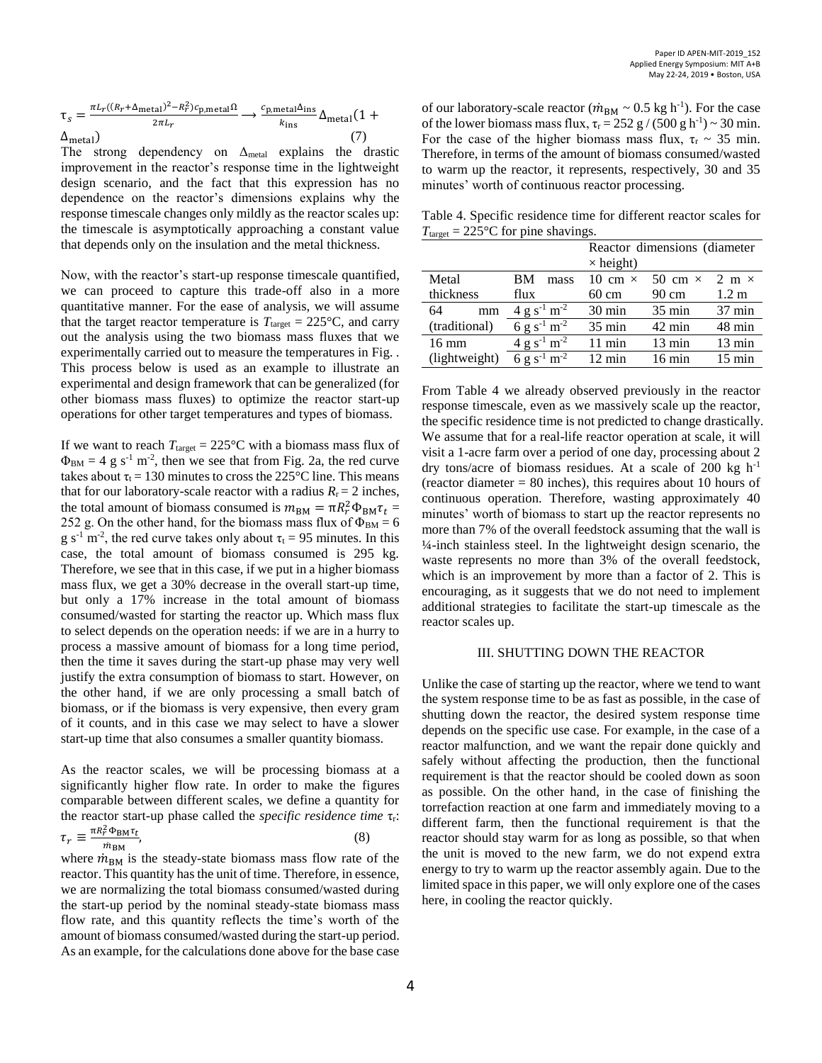$$\tau_s = \frac{\pi L_r((R_r+\Delta_{\text{metal}})^2 - R_r^2)c_{\text{p,metal}}\Omega}{2\pi L_r} \longrightarrow \frac{c_{\text{p,metal}}\Delta_{\text{ins}}}{k_{\text{ins}}}\Delta_{\text{metal}}(1+\Delta_{\text{metal}}) \quad (7)$$

The strong dependency on $\Delta_{\text{metal}}$ explains the drastic improvement in the reactor's response time in the lightweight design scenario, and the fact that this expression has no dependence on the reactor's dimensions explains why the response timescale changes only mildly as the reactor scales up: the timescale is asymptotically approaching a constant value that depends only on the insulation and the metal thickness.

Now, with the reactor's start-up response timescale quantified, we can proceed to capture this trade-off also in a more quantitative manner. For the ease of analysis, we will assume that the target reactor temperature is $T_{\text{target}} = 225°C$, and carry out the analysis using the two biomass mass fluxes that we experimentally carried out to measure the temperatures in Fig. . This process below is used as an example to illustrate an experimental and design framework that can be generalized (for other biomass mass fluxes) to optimize the reactor start-up operations for other target temperatures and types of biomass.

If we want to reach $T_{\text{target}} = 225°C$ with a biomass mass flux of $\Phi_{\text{BM}} = 4$ g s$^{-1}$ m$^{-2}$, then we see that from Fig. 2a, the red curve takes about $\tau_t = 130$ minutes to cross the 225°C line. This means that for our laboratory-scale reactor with a radius $R_r = 2$ inches, the total amount of biomass consumed is $m_{\text{BM}} = \pi R_r^2 \Phi_{\text{BM}} \tau_t = 252$ g. On the other hand, for the biomass mass flux of $\Phi_{\text{BM}} = 6$ g s$^{-1}$ m$^{-2}$, the red curve takes only about $\tau_t = 95$ minutes. In this case, the total amount of biomass consumed is 295 kg. Therefore, we see that in this case, if we put in a higher biomass mass flux, we get a 30% decrease in the overall start-up time, but only a 17% increase in the total amount of biomass consumed/wasted for starting the reactor up. Which mass flux to select depends on the operation needs: if we are in a hurry to process a massive amount of biomass for a long time period, then the time it saves during the start-up phase may very well justify the extra consumption of biomass to start. However, on the other hand, if we are only processing a small batch of biomass, or if the biomass is very expensive, then every gram of it counts, and in this case we may select to have a slower start-up time that also consumes a smaller quantity biomass.

As the reactor scales, we will be processing biomass at a significantly higher flow rate. In order to make the figures comparable between different scales, we define a quantity for the reactor start-up phase called the *specific residence time* $\tau_r$:

$$\tau_r \equiv \frac{\pi R_r^2 \Phi_{\text{BM}} \tau_t}{\dot{m}_{\text{BM}}}, \quad (8)$$

where $\dot{m}_{\text{BM}}$ is the steady-state biomass mass flow rate of the reactor. This quantity has the unit of time. Therefore, in essence, we are normalizing the total biomass consumed/wasted during the start-up period by the nominal steady-state biomass mass flow rate, and this quantity reflects the time's worth of the amount of biomass consumed/wasted during the start-up period. As an example, for the calculations done above for the base case of our laboratory-scale reactor ($\dot{m}_{\text{BM}} \sim 0.5$ kg h$^{-1}$). For the case of the lower biomass mass flux, $\tau_r = 252$ g / (500 g h$^{-1}$) ~ 30 min. For the case of the higher biomass mass flux, $\tau_r \sim 35$ min. Therefore, in terms of the amount of biomass consumed/wasted to warm up the reactor, it represents, respectively, 30 and 35 minutes' worth of continuous reactor processing.

Table 4. Specific residence time for different reactor scales for $T_{\text{target}} = 225°C$ for pine shavings.

| | | Reactor dimensions (diameter × height) | | |
|---|---|---|---|---|
| Metal thickness | BM mass flux | 10 cm × 60 cm | 50 cm × 90 cm | 2 m × 1.2 m |
| 64 mm (traditional) | 4 g s$^{-1}$ m$^{-2}$ | 30 min | 35 min | 37 min |
| | 6 g s$^{-1}$ m$^{-2}$ | 35 min | 42 min | 48 min |
| 16 mm (lightweight) | 4 g s$^{-1}$ m$^{-2}$ | 11 min | 13 min | 13 min |
| | 6 g s$^{-1}$ m$^{-2}$ | 12 min | 16 min | 15 min |

From Table 4 we already observed previously in the reactor response timescale, even as we massively scale up the reactor, the specific residence time is not predicted to change drastically. We assume that for a real-life reactor operation at scale, it will visit a 1-acre farm over a period of one day, processing about 2 dry tons/acre of biomass residues. At a scale of 200 kg h$^{-1}$ (reactor diameter = 80 inches), this requires about 10 hours of continuous operation. Therefore, wasting approximately 40 minutes' worth of biomass to start up the reactor represents no more than 7% of the overall feedstock assuming that the wall is ¼-inch stainless steel. In the lightweight design scenario, the waste represents no more than 3% of the overall feedstock, which is an improvement by more than a factor of 2. This is encouraging, as it suggests that we do not need to implement additional strategies to facilitate the start-up timescale as the reactor scales up.

## III. SHUTTING DOWN THE REACTOR

Unlike the case of starting up the reactor, where we tend to want the system response time to be as fast as possible, in the case of shutting down the reactor, the desired system response time depends on the specific use case. For example, in the case of a reactor malfunction, and we want the repair done quickly and safely without affecting the production, then the functional requirement is that the reactor should be cooled down as soon as possible. On the other hand, in the case of finishing the torrefaction reaction at one farm and immediately moving to a different farm, then the functional requirement is that the reactor should stay warm for as long as possible, so that when the unit is moved to the new farm, we do not expend extra energy to try to warm up the reactor assembly again. Due to the limited space in this paper, we will only explore one of the cases here, in cooling the reactor quickly.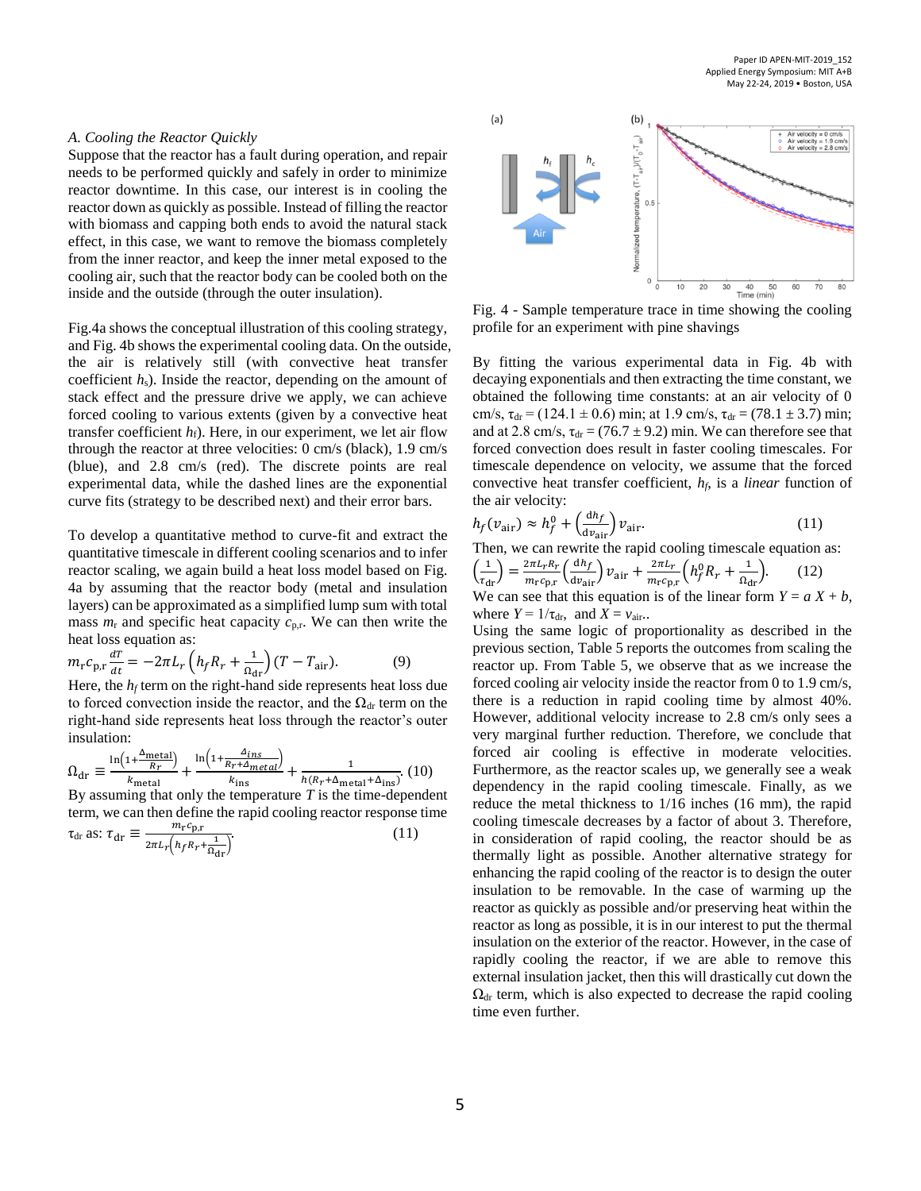### A. Cooling the Reactor Quickly

Suppose that the reactor has a fault during operation, and repair needs to be performed quickly and safely in order to minimize reactor downtime. In this case, our interest is in cooling the reactor down as quickly as possible. Instead of filling the reactor with biomass and capping both ends to avoid the natural stack effect, in this case, we want to remove the biomass completely from the inner reactor, and keep the inner metal exposed to the cooling air, such that the reactor body can be cooled both on the inside and the outside (through the outer insulation).

Fig.4a shows the conceptual illustration of this cooling strategy, and Fig. 4b shows the experimental cooling data. On the outside, the air is relatively still (with convective heat transfer coefficient $h_s$). Inside the reactor, depending on the amount of stack effect and the pressure drive we apply, we can achieve forced cooling to various extents (given by a convective heat transfer coefficient $h_f$). Here, in our experiment, we let air flow through the reactor at three velocities: 0 cm/s (black), 1.9 cm/s (blue), and 2.8 cm/s (red). The discrete points are real experimental data, while the dashed lines are the exponential curve fits (strategy to be described next) and their error bars.

To develop a quantitative method to curve-fit and extract the quantitative timescale in different cooling scenarios and to infer reactor scaling, we again build a heat loss model based on Fig. 4a by assuming that the reactor body (metal and insulation layers) can be approximated as a simplified lump sum with total mass $m_r$ and specific heat capacity $c_{p,r}$. We can then write the heat loss equation as:

$$m_r c_{p,r} \frac{dT}{dt} = -2\pi L_r \left( h_f R_r + \frac{1}{\Omega_{dr}} \right) (T - T_{air}). \qquad (9)$$

Here, the $h_f$ term on the right-hand side represents heat loss due to forced convection inside the reactor, and the $\Omega_{dr}$ term on the right-hand side represents heat loss through the reactor's outer insulation:

$$\Omega_{dr} \equiv \frac{\ln\left(1+\frac{\Delta_{metal}}{R_r}\right)}{k_{metal}} + \frac{\ln\left(1+\frac{\Delta_{ins}}{R_r+\Delta_{metal}}\right)}{k_{ins}} + \frac{1}{h(R_r+\Delta_{metal}+\Delta_{ins})}. \qquad (10)$$

By assuming that only the temperature $T$ is the time-dependent term, we can then define the rapid cooling reactor response time $\tau_{dr}$ as: $\tau_{dr} \equiv \frac{m_r c_{p,r}}{2\pi L_r \left( h_f R_r + \frac{1}{\Omega_{dr}} \right)}$. (11)

Fig. 4 - Sample temperature trace in time showing the cooling profile for an experiment with pine shavings

By fitting the various experimental data in Fig. 4b with decaying exponentials and then extracting the time constant, we obtained the following time constants: at an air velocity of 0 cm/s, $\tau_{dr}$ = (124.1 ± 0.6) min; at 1.9 cm/s, $\tau_{dr}$ = (78.1 ± 3.7) min; and at 2.8 cm/s, $\tau_{dr}$ = (76.7 ± 9.2) min. We can therefore see that forced convection does result in faster cooling timescales. For timescale dependence on velocity, we assume that the forced convective heat transfer coefficient, $h_f$, is a *linear* function of the air velocity:

$$h_f(v_{air}) \approx h_f^0 + \left(\frac{dh_f}{dv_{air}}\right) v_{air}. \qquad (11)$$

Then, we can rewrite the rapid cooling timescale equation as:

$$\left(\frac{1}{\tau_{dr}}\right) = \frac{2\pi L_r R_r}{m_r c_{p,r}} \left(\frac{dh_f}{dv_{air}}\right) v_{air} + \frac{2\pi L_r}{m_r c_{p,r}} \left( h_f^0 R_r + \frac{1}{\Omega_{dr}} \right). \qquad (12)$$

We can see that this equation is of the linear form $Y = a\,X + b$, where $Y = 1/\tau_{dr}$, and $X = v_{air}$..

Using the same logic of proportionality as described in the previous section, Table 5 reports the outcomes from scaling the reactor up. From Table 5, we observe that as we increase the forced cooling air velocity inside the reactor from 0 to 1.9 cm/s, there is a reduction in rapid cooling time by almost 40%. However, additional velocity increase to 2.8 cm/s only sees a very marginal further reduction. Therefore, we conclude that forced air cooling is effective in moderate velocities. Furthermore, as the reactor scales up, we generally see a weak dependency in the rapid cooling timescale. Finally, as we reduce the metal thickness to 1/16 inches (16 mm), the rapid cooling timescale decreases by a factor of about 3. Therefore, in consideration of rapid cooling, the reactor should be as thermally light as possible. Another alternative strategy for enhancing the rapid cooling of the reactor is to design the outer insulation to be removable. In the case of warming up the reactor as quickly as possible and/or preserving heat within the reactor as long as possible, it is in our interest to put the thermal insulation on the exterior of the reactor. However, in the case of rapidly cooling the reactor, if we are able to remove this external insulation jacket, then this will drastically cut down the $\Omega_{dr}$ term, which is also expected to decrease the rapid cooling time even further.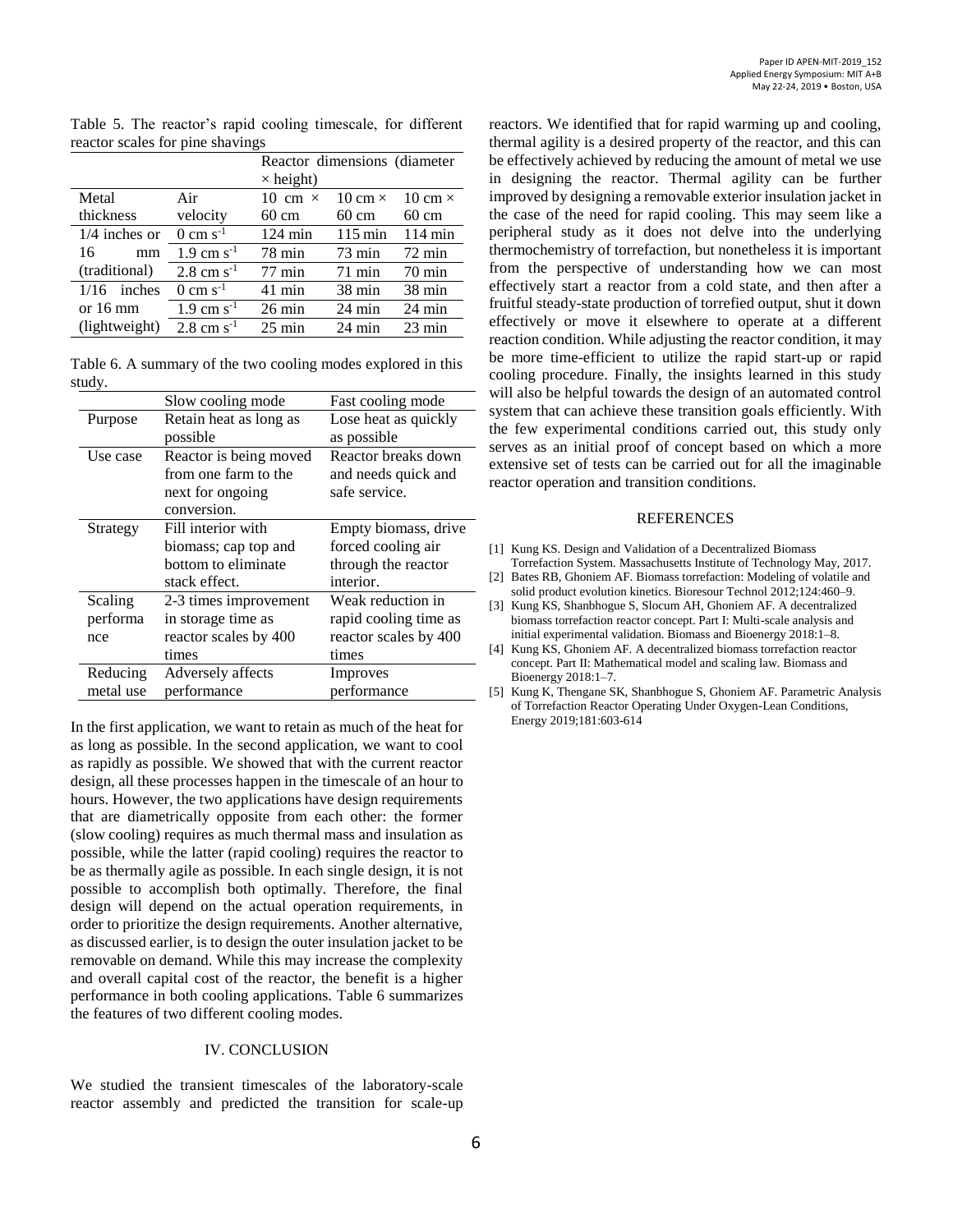Table 5. The reactor's rapid cooling timescale, for different reactor scales for pine shavings

| Metal thickness | Air velocity | Reactor dimensions (diameter × height) | | |
|---|---|---|---|---|
| | | 10 cm × 60 cm | 10 cm × 60 cm | 10 cm × 60 cm |
| 1/4 inches or 16 mm (traditional) | 0 cm s$^{-1}$ | 124 min | 115 min | 114 min |
| | 1.9 cm s$^{-1}$ | 78 min | 73 min | 72 min |
| | 2.8 cm s$^{-1}$ | 77 min | 71 min | 70 min |
| 1/16 inches or 16 mm (lightweight) | 0 cm s$^{-1}$ | 41 min | 38 min | 38 min |
| | 1.9 cm s$^{-1}$ | 26 min | 24 min | 24 min |
| | 2.8 cm s$^{-1}$ | 25 min | 24 min | 23 min |

Table 6. A summary of the two cooling modes explored in this study.

| | Slow cooling mode | Fast cooling mode |
|---|---|---|
| Purpose | Retain heat as long as possible | Lose heat as quickly as possible |
| Use case | Reactor is being moved from one farm to the next for ongoing conversion. | Reactor breaks down and needs quick and safe service. |
| Strategy | Fill interior with biomass; cap top and bottom to eliminate stack effect. | Empty biomass, drive forced cooling air through the reactor interior. |
| Scaling performance | 2-3 times improvement in storage time as reactor scales by 400 times | Weak reduction in rapid cooling time as reactor scales by 400 times |
| Reducing metal use | Adversely affects performance | Improves performance |

In the first application, we want to retain as much of the heat for as long as possible. In the second application, we want to cool as rapidly as possible. We showed that with the current reactor design, all these processes happen in the timescale of an hour to hours. However, the two applications have design requirements that are diametrically opposite from each other: the former (slow cooling) requires as much thermal mass and insulation as possible, while the latter (rapid cooling) requires the reactor to be as thermally agile as possible. In each single design, it is not possible to accomplish both optimally. Therefore, the final design will depend on the actual operation requirements, in order to prioritize the design requirements. Another alternative, as discussed earlier, is to design the outer insulation jacket to be removable on demand. While this may increase the complexity and overall capital cost of the reactor, the benefit is a higher performance in both cooling applications. Table 6 summarizes the features of two different cooling modes.

## IV. CONCLUSION

We studied the transient timescales of the laboratory-scale reactor assembly and predicted the transition for scale-up reactors. We identified that for rapid warming up and cooling, thermal agility is a desired property of the reactor, and this can be effectively achieved by reducing the amount of metal we use in designing the reactor. Thermal agility can be further improved by designing a removable exterior insulation jacket in the case of the need for rapid cooling. This may seem like a peripheral study as it does not delve into the underlying thermochemistry of torrefaction, but nonetheless it is important from the perspective of understanding how we can most effectively start a reactor from a cold state, and then after a fruitful steady-state production of torrefied output, shut it down effectively or move it elsewhere to operate at a different reaction condition. While adjusting the reactor condition, it may be more time-efficient to utilize the rapid start-up or rapid cooling procedure. Finally, the insights learned in this study will also be helpful towards the design of an automated control system that can achieve these transition goals efficiently. With the few experimental conditions carried out, this study only serves as an initial proof of concept based on which a more extensive set of tests can be carried out for all the imaginable reactor operation and transition conditions.

## REFERENCES

[1] Kung KS. Design and Validation of a Decentralized Biomass Torrefaction System. Massachusetts Institute of Technology May, 2017.

[2] Bates RB, Ghoniem AF. Biomass torrefaction: Modeling of volatile and solid product evolution kinetics. Bioresour Technol 2012;124:460–9.

[3] Kung KS, Shanbhogue S, Slocum AH, Ghoniem AF. A decentralized biomass torrefaction reactor concept. Part I: Multi-scale analysis and initial experimental validation. Biomass and Bioenergy 2018:1–8.

[4] Kung KS, Ghoniem AF. A decentralized biomass torrefaction reactor concept. Part II: Mathematical model and scaling law. Biomass and Bioenergy 2018:1–7.

[5] Kung K, Thengane SK, Shanbhogue S, Ghoniem AF. Parametric Analysis of Torrefaction Reactor Operating Under Oxygen-Lean Conditions, Energy 2019;181:603-614